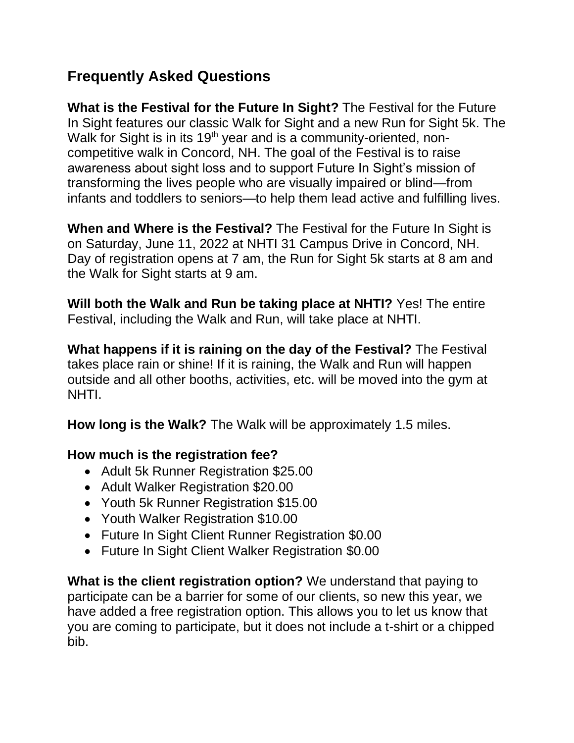## Frequently Asked Questions

**What is the Festival for the Future In Sight?** The Festival for the Future In Sight features our classic Walk for Sight and a new Run for Sight 5k. The Walk for Sight is in its $19^{th}$ year and is a community-oriented, non-competitive walk in Concord, NH. The goal of the Festival is to raise awareness about sight loss and to support Future In Sight's mission of transforming the lives people who are visually impaired or blind—from infants and toddlers to seniors—to help them lead active and fulfilling lives.

**When and Where is the Festival?** The Festival for the Future In Sight is on Saturday, June 11, 2022 at NHTI 31 Campus Drive in Concord, NH. Day of registration opens at 7 am, the Run for Sight 5k starts at 8 am and the Walk for Sight starts at 9 am.

**Will both the Walk and Run be taking place at NHTI?** Yes! The entire Festival, including the Walk and Run, will take place at NHTI.

**What happens if it is raining on the day of the Festival?** The Festival takes place rain or shine! If it is raining, the Walk and Run will happen outside and all other booths, activities, etc. will be moved into the gym at NHTI.

**How long is the Walk?** The Walk will be approximately 1.5 miles.

**How much is the registration fee?**

- Adult 5k Runner Registration $25.00
- Adult Walker Registration $20.00
- Youth 5k Runner Registration $15.00
- Youth Walker Registration $10.00
- Future In Sight Client Runner Registration $0.00
- Future In Sight Client Walker Registration $0.00

**What is the client registration option?** We understand that paying to participate can be a barrier for some of our clients, so new this year, we have added a free registration option. This allows you to let us know that you are coming to participate, but it does not include a t-shirt or a chipped bib.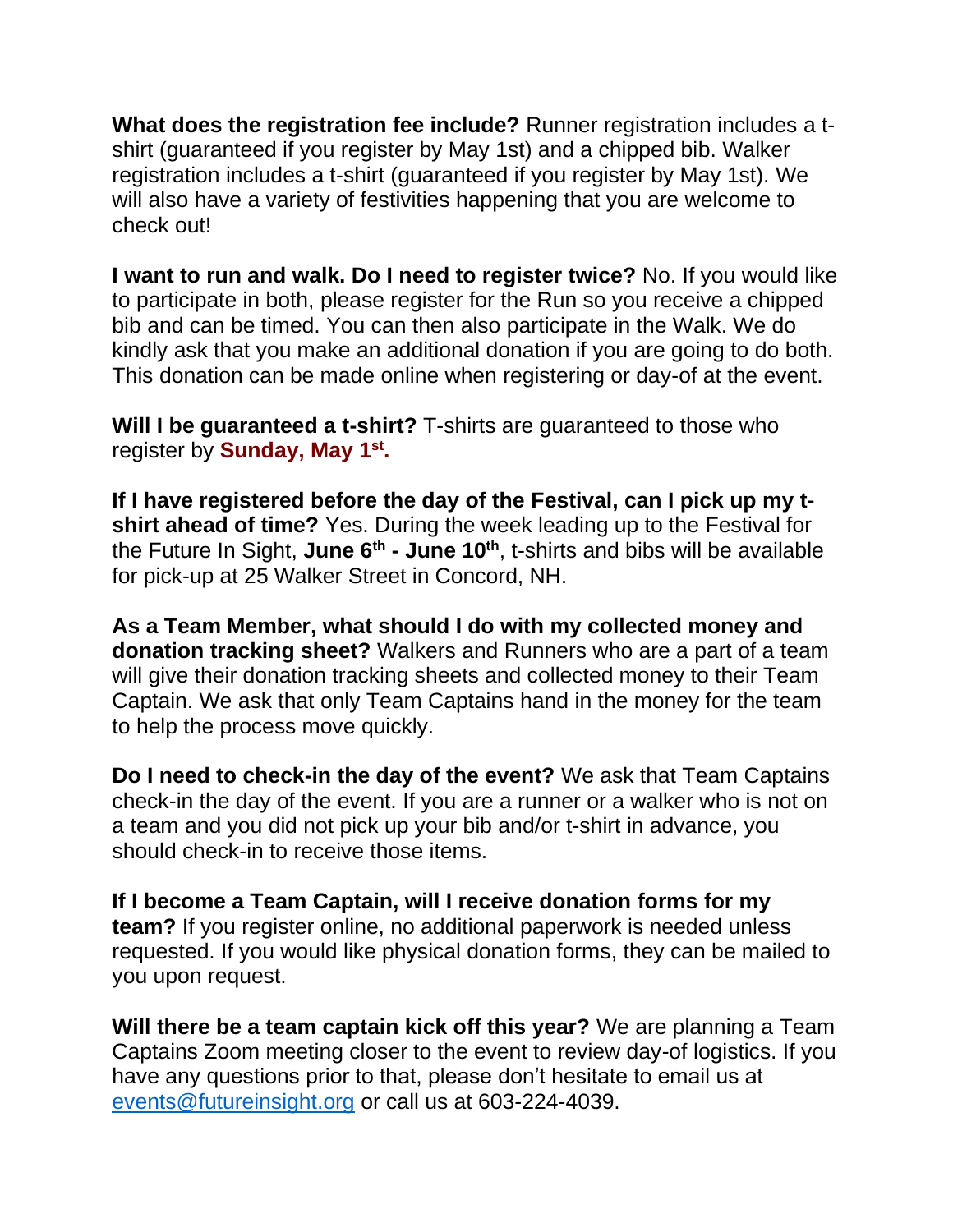**What does the registration fee include?** Runner registration includes a t-shirt (guaranteed if you register by May 1st) and a chipped bib. Walker registration includes a t-shirt (guaranteed if you register by May 1st). We will also have a variety of festivities happening that you are welcome to check out!

**I want to run and walk. Do I need to register twice?** No. If you would like to participate in both, please register for the Run so you receive a chipped bib and can be timed. You can then also participate in the Walk. We do kindly ask that you make an additional donation if you are going to do both. This donation can be made online when registering or day-of at the event.

**Will I be guaranteed a t-shirt?** T-shirts are guaranteed to those who register by **Sunday, May 1st.**

**If I have registered before the day of the Festival, can I pick up my t-shirt ahead of time?** Yes. During the week leading up to the Festival for the Future In Sight, **June 6th - June 10th**, t-shirts and bibs will be available for pick-up at 25 Walker Street in Concord, NH.

**As a Team Member, what should I do with my collected money and donation tracking sheet?** Walkers and Runners who are a part of a team will give their donation tracking sheets and collected money to their Team Captain. We ask that only Team Captains hand in the money for the team to help the process move quickly.

**Do I need to check-in the day of the event?** We ask that Team Captains check-in the day of the event. If you are a runner or a walker who is not on a team and you did not pick up your bib and/or t-shirt in advance, you should check-in to receive those items.

**If I become a Team Captain, will I receive donation forms for my team?** If you register online, no additional paperwork is needed unless requested. If you would like physical donation forms, they can be mailed to you upon request.

**Will there be a team captain kick off this year?** We are planning a Team Captains Zoom meeting closer to the event to review day-of logistics. If you have any questions prior to that, please don't hesitate to email us at events@futureinsight.org or call us at 603-224-4039.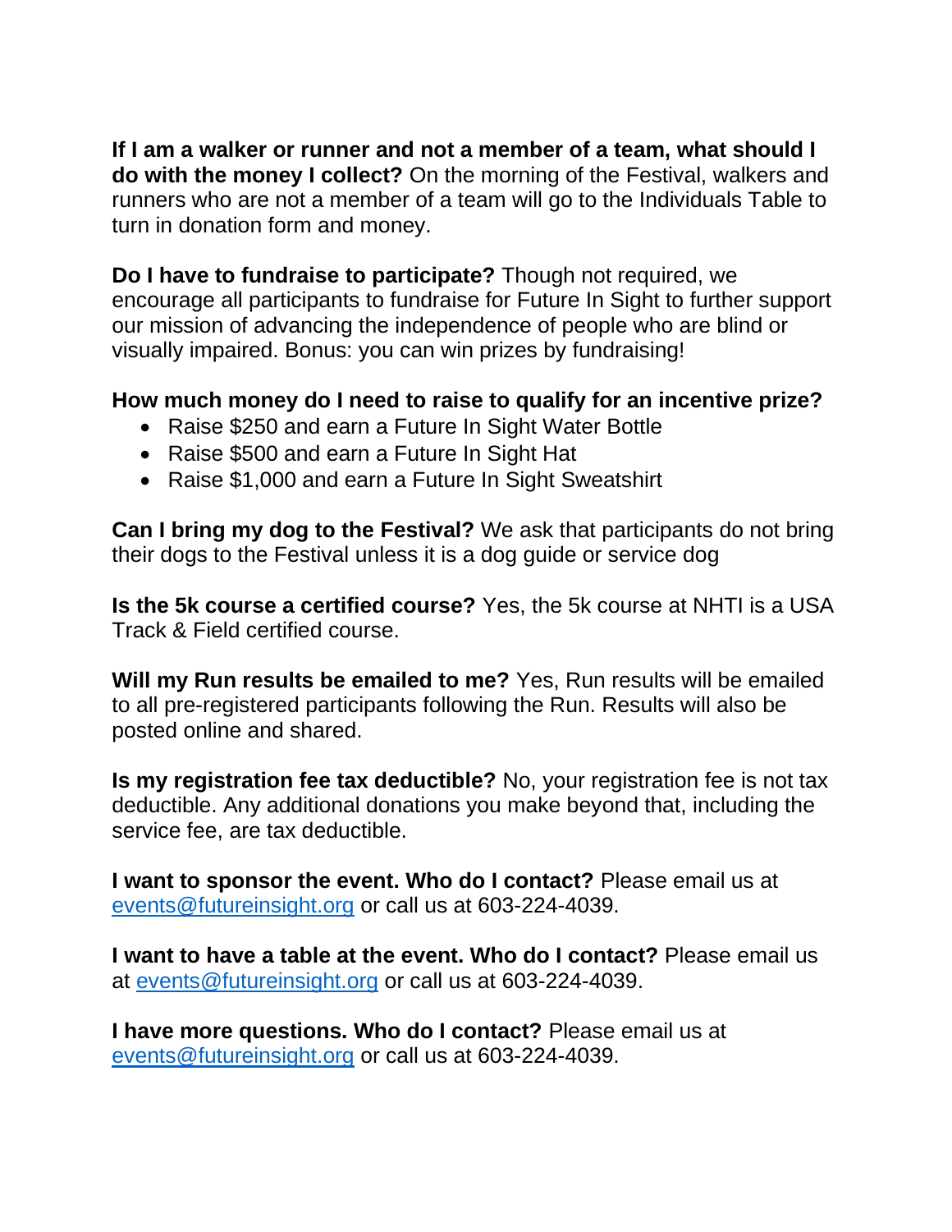**If I am a walker or runner and not a member of a team, what should I do with the money I collect?** On the morning of the Festival, walkers and runners who are not a member of a team will go to the Individuals Table to turn in donation form and money.

**Do I have to fundraise to participate?** Though not required, we encourage all participants to fundraise for Future In Sight to further support our mission of advancing the independence of people who are blind or visually impaired. Bonus: you can win prizes by fundraising!

**How much money do I need to raise to qualify for an incentive prize?**

- Raise $250 and earn a Future In Sight Water Bottle
- Raise $500 and earn a Future In Sight Hat
- Raise $1,000 and earn a Future In Sight Sweatshirt

**Can I bring my dog to the Festival?** We ask that participants do not bring their dogs to the Festival unless it is a dog guide or service dog

**Is the 5k course a certified course?** Yes, the 5k course at NHTI is a USA Track & Field certified course.

**Will my Run results be emailed to me?** Yes, Run results will be emailed to all pre-registered participants following the Run. Results will also be posted online and shared.

**Is my registration fee tax deductible?** No, your registration fee is not tax deductible. Any additional donations you make beyond that, including the service fee, are tax deductible.

**I want to sponsor the event. Who do I contact?** Please email us at events@futureinsight.org or call us at 603-224-4039.

**I want to have a table at the event. Who do I contact?** Please email us at events@futureinsight.org or call us at 603-224-4039.

**I have more questions. Who do I contact?** Please email us at events@futureinsight.org or call us at 603-224-4039.